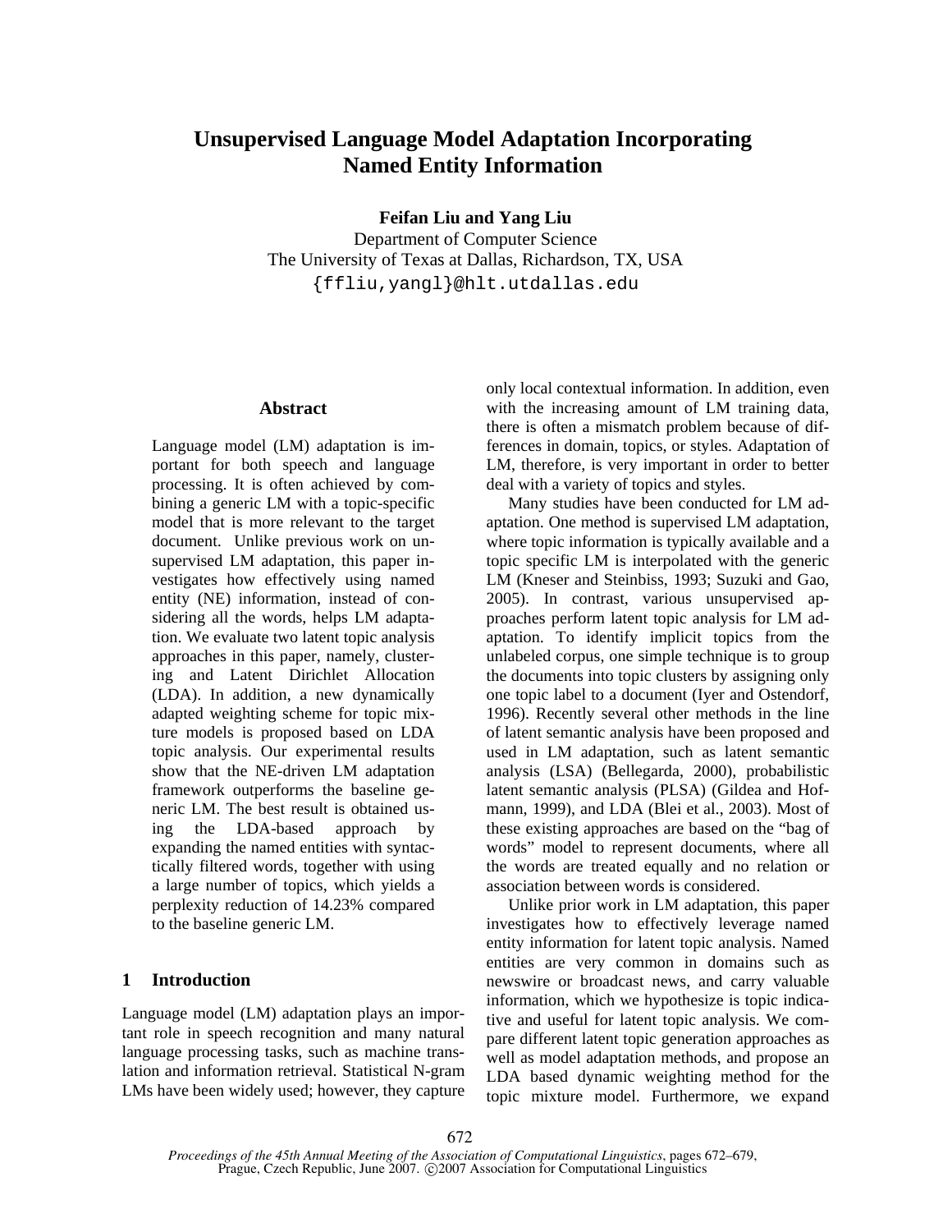# Unsupervised Language Model Adaptation Incorporating Named Entity Information

**Feifan Liu and Yang Liu**

Department of Computer Science
The University of Texas at Dallas, Richardson, TX, USA
{ffliu,yangl}@hlt.utdallas.edu

## Abstract

Language model (LM) adaptation is important for both speech and language processing. It is often achieved by combining a generic LM with a topic-specific model that is more relevant to the target document. Unlike previous work on unsupervised LM adaptation, this paper investigates how effectively using named entity (NE) information, instead of considering all the words, helps LM adaptation. We evaluate two latent topic analysis approaches in this paper, namely, clustering and Latent Dirichlet Allocation (LDA). In addition, a new dynamically adapted weighting scheme for topic mixture models is proposed based on LDA topic analysis. Our experimental results show that the NE-driven LM adaptation framework outperforms the baseline generic LM. The best result is obtained using the LDA-based approach by expanding the named entities with syntactically filtered words, together with using a large number of topics, which yields a perplexity reduction of 14.23% compared to the baseline generic LM.

## 1 Introduction

Language model (LM) adaptation plays an important role in speech recognition and many natural language processing tasks, such as machine translation and information retrieval. Statistical N-gram LMs have been widely used; however, they capture only local contextual information. In addition, even with the increasing amount of LM training data, there is often a mismatch problem because of differences in domain, topics, or styles. Adaptation of LM, therefore, is very important in order to better deal with a variety of topics and styles.

Many studies have been conducted for LM adaptation. One method is supervised LM adaptation, where topic information is typically available and a topic specific LM is interpolated with the generic LM (Kneser and Steinbiss, 1993; Suzuki and Gao, 2005). In contrast, various unsupervised approaches perform latent topic analysis for LM adaptation. To identify implicit topics from the unlabeled corpus, one simple technique is to group the documents into topic clusters by assigning only one topic label to a document (Iyer and Ostendorf, 1996). Recently several other methods in the line of latent semantic analysis have been proposed and used in LM adaptation, such as latent semantic analysis (LSA) (Bellegarda, 2000), probabilistic latent semantic analysis (PLSA) (Gildea and Hofmann, 1999), and LDA (Blei et al., 2003). Most of these existing approaches are based on the "bag of words" model to represent documents, where all the words are treated equally and no relation or association between words is considered.

Unlike prior work in LM adaptation, this paper investigates how to effectively leverage named entity information for latent topic analysis. Named entities are very common in domains such as newswire or broadcast news, and carry valuable information, which we hypothesize is topic indicative and useful for latent topic analysis. We compare different latent topic generation approaches as well as model adaptation methods, and propose an LDA based dynamic weighting method for the topic mixture model. Furthermore, we expand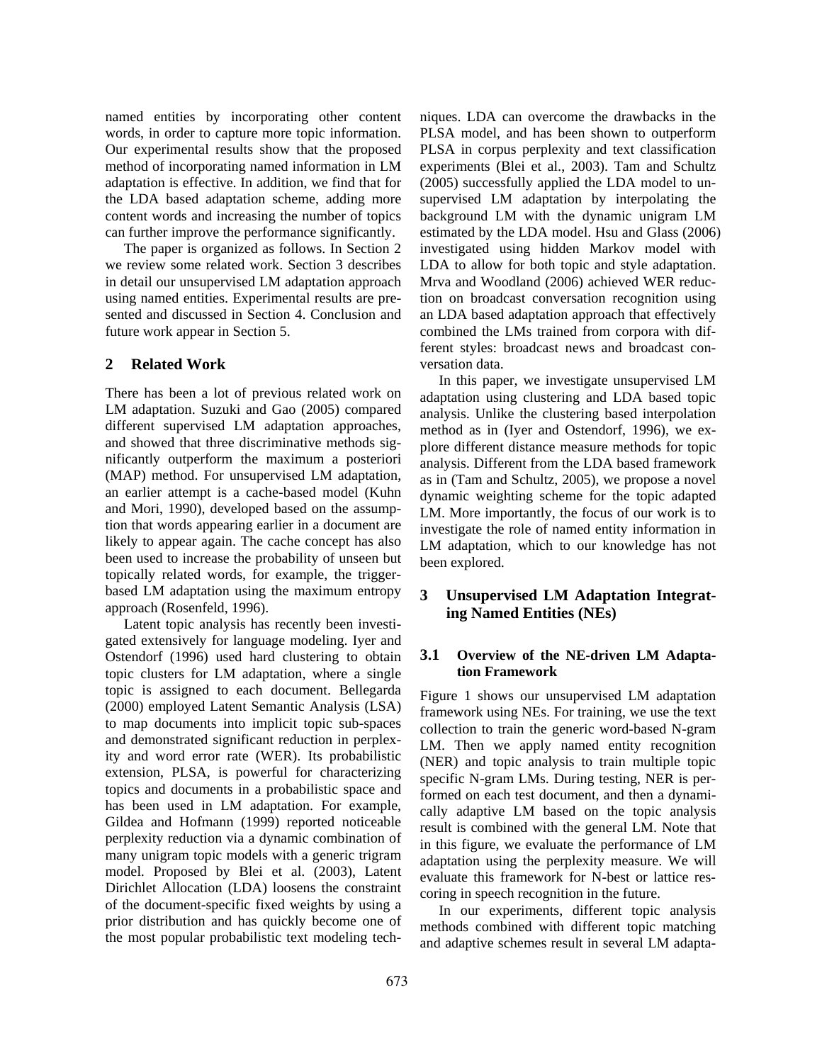named entities by incorporating other content words, in order to capture more topic information. Our experimental results show that the proposed method of incorporating named information in LM adaptation is effective. In addition, we find that for the LDA based adaptation scheme, adding more content words and increasing the number of topics can further improve the performance significantly.

The paper is organized as follows. In Section 2 we review some related work. Section 3 describes in detail our unsupervised LM adaptation approach using named entities. Experimental results are presented and discussed in Section 4. Conclusion and future work appear in Section 5.

## 2 Related Work

There has been a lot of previous related work on LM adaptation. Suzuki and Gao (2005) compared different supervised LM adaptation approaches, and showed that three discriminative methods significantly outperform the maximum a posteriori (MAP) method. For unsupervised LM adaptation, an earlier attempt is a cache-based model (Kuhn and Mori, 1990), developed based on the assumption that words appearing earlier in a document are likely to appear again. The cache concept has also been used to increase the probability of unseen but topically related words, for example, the trigger-based LM adaptation using the maximum entropy approach (Rosenfeld, 1996).

Latent topic analysis has recently been investigated extensively for language modeling. Iyer and Ostendorf (1996) used hard clustering to obtain topic clusters for LM adaptation, where a single topic is assigned to each document. Bellegarda (2000) employed Latent Semantic Analysis (LSA) to map documents into implicit topic sub-spaces and demonstrated significant reduction in perplexity and word error rate (WER). Its probabilistic extension, PLSA, is powerful for characterizing topics and documents in a probabilistic space and has been used in LM adaptation. For example, Gildea and Hofmann (1999) reported noticeable perplexity reduction via a dynamic combination of many unigram topic models with a generic trigram model. Proposed by Blei et al. (2003), Latent Dirichlet Allocation (LDA) loosens the constraint of the document-specific fixed weights by using a prior distribution and has quickly become one of the most popular probabilistic text modeling techniques. LDA can overcome the drawbacks in the PLSA model, and has been shown to outperform PLSA in corpus perplexity and text classification experiments (Blei et al., 2003). Tam and Schultz (2005) successfully applied the LDA model to unsupervised LM adaptation by interpolating the background LM with the dynamic unigram LM estimated by the LDA model. Hsu and Glass (2006) investigated using hidden Markov model with LDA to allow for both topic and style adaptation. Mrva and Woodland (2006) achieved WER reduction on broadcast conversation recognition using an LDA based adaptation approach that effectively combined the LMs trained from corpora with different styles: broadcast news and broadcast conversation data.

In this paper, we investigate unsupervised LM adaptation using clustering and LDA based topic analysis. Unlike the clustering based interpolation method as in (Iyer and Ostendorf, 1996), we explore different distance measure methods for topic analysis. Different from the LDA based framework as in (Tam and Schultz, 2005), we propose a novel dynamic weighting scheme for the topic adapted LM. More importantly, the focus of our work is to investigate the role of named entity information in LM adaptation, which to our knowledge has not been explored.

## 3 Unsupervised LM Adaptation Integrating Named Entities (NEs)

### 3.1 Overview of the NE-driven LM Adaptation Framework

Figure 1 shows our unsupervised LM adaptation framework using NEs. For training, we use the text collection to train the generic word-based N-gram LM. Then we apply named entity recognition (NER) and topic analysis to train multiple topic specific N-gram LMs. During testing, NER is performed on each test document, and then a dynamically adaptive LM based on the topic analysis result is combined with the general LM. Note that in this figure, we evaluate the performance of LM adaptation using the perplexity measure. We will evaluate this framework for N-best or lattice rescoring in speech recognition in the future.

In our experiments, different topic analysis methods combined with different topic matching and adaptive schemes result in several LM adapta-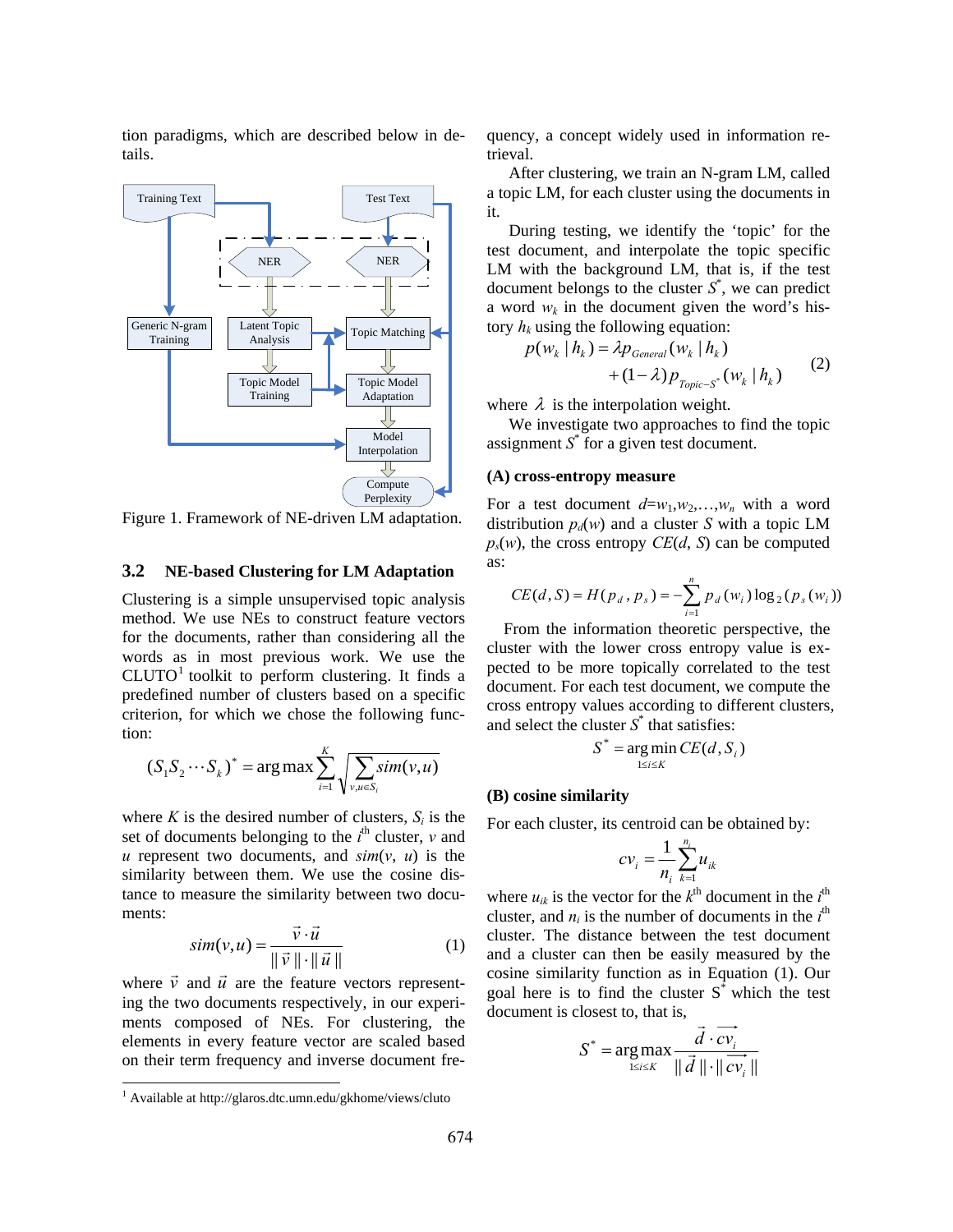tion paradigms, which are described below in details.

Figure 1. Framework of NE-driven LM adaptation.

### 3.2 NE-based Clustering for LM Adaptation

Clustering is a simple unsupervised topic analysis method. We use NEs to construct feature vectors for the documents, rather than considering all the words as in most previous work. We use the CLUTO[1] toolkit to perform clustering. It finds a predefined number of clusters based on a specific criterion, for which we chose the following function:

$$(S_1 S_2 \cdots S_k)^* = \arg\max \sum_{i=1}^{K} \sqrt{\sum_{v,u \in S_i} sim(v,u)}$$

where $K$ is the desired number of clusters, $S_i$ is the set of documents belonging to the $i^{th}$ cluster, $v$ and $u$ represent two documents, and $sim(v, u)$ is the similarity between them. We use the cosine distance to measure the similarity between two documents:

$$sim(v,u) = \frac{\vec{v} \cdot \vec{u}}{\|\vec{v}\| \cdot \|\vec{u}\|} \quad (1)$$

where $\vec{v}$ and $\vec{u}$ are the feature vectors representing the two documents respectively, in our experiments composed of NEs. For clustering, the elements in every feature vector are scaled based on their term frequency and inverse document frequency, a concept widely used in information retrieval.

After clustering, we train an N-gram LM, called a topic LM, for each cluster using the documents in it.

During testing, we identify the 'topic' for the test document, and interpolate the topic specific LM with the background LM, that is, if the test document belongs to the cluster $S^*$, we can predict a word $w_k$ in the document given the word's history $h_k$ using the following equation:

$$p(w_k \mid h_k) = \lambda p_{General}(w_k \mid h_k) + (1-\lambda) p_{Topic-S^*}(w_k \mid h_k) \quad (2)$$

where $\lambda$ is the interpolation weight.

We investigate two approaches to find the topic assignment $S^*$ for a given test document.

**(A) cross-entropy measure**

For a test document $d=w_1,w_2,\ldots,w_n$ with a word distribution $p_d(w)$ and a cluster $S$ with a topic LM $p_s(w)$, the cross entropy $CE(d, S)$ can be computed as:

$$CE(d,S) = H(p_d, p_s) = -\sum_{i=1}^{n} p_d(w_i) \log_2(p_s(w_i))$$

From the information theoretic perspective, the cluster with the lower cross entropy value is expected to be more topically correlated to the test document. For each test document, we compute the cross entropy values according to different clusters, and select the cluster $S^*$ that satisfies:

$$S^* = \arg\min_{1 \le i \le K} CE(d, S_i)$$

**(B) cosine similarity**

For each cluster, its centroid can be obtained by:

$$cv_i = \frac{1}{n_i} \sum_{k=1}^{n_i} u_{ik}$$

where $u_{ik}$ is the vector for the $k^{th}$ document in the $i^{th}$ cluster, and $n_i$ is the number of documents in the $i^{th}$ cluster. The distance between the test document and a cluster can then be easily measured by the cosine similarity function as in Equation (1). Our goal here is to find the cluster $S^*$ which the test document is closest to, that is,

$$S^* = \arg\max_{1 \le i \le K} \frac{\vec{d} \cdot \overrightarrow{cv_i}}{\|\vec{d}\| \cdot \|\overrightarrow{cv_i}\|}$$

[1] Available at http://glaros.dtc.umn.edu/gkhome/views/cluto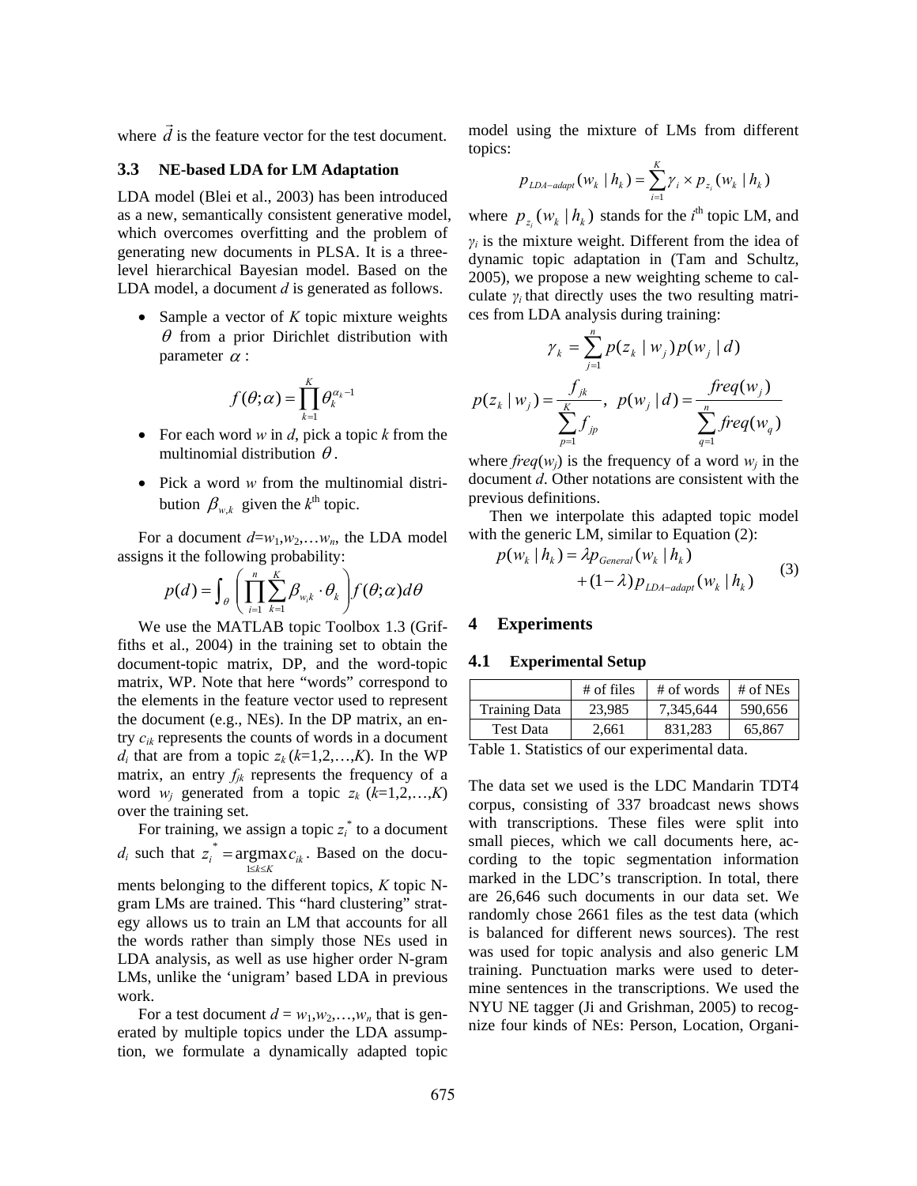where $\vec{d}$ is the feature vector for the test document.

### 3.3 NE-based LDA for LM Adaptation

LDA model (Blei et al., 2003) has been introduced as a new, semantically consistent generative model, which overcomes overfitting and the problem of generating new documents in PLSA. It is a three-level hierarchical Bayesian model. Based on the LDA model, a document *d* is generated as follows.

- Sample a vector of *K* topic mixture weights $\theta$ from a prior Dirichlet distribution with parameter $\alpha$:

$$f(\theta;\alpha) = \prod_{k=1}^{K} \theta_k^{\alpha_k - 1}$$

- For each word *w* in *d*, pick a topic *k* from the multinomial distribution $\theta$.
- Pick a word *w* from the multinomial distribution $\beta_{w,k}$ given the $k^{\text{th}}$ topic.

For a document $d$=$w_1, w_2, \ldots w_n$, the LDA model assigns it the following probability:

$$p(d) = \int_{\theta} \left( \prod_{i=1}^{n} \sum_{k=1}^{K} \beta_{w_i k} \cdot \theta_k \right) f(\theta;\alpha) d\theta$$

We use the MATLAB topic Toolbox 1.3 (Griffiths et al., 2004) in the training set to obtain the document-topic matrix, DP, and the word-topic matrix, WP. Note that here "words" correspond to the elements in the feature vector used to represent the document (e.g., NEs). In the DP matrix, an entry $c_{ik}$ represents the counts of words in a document $d_i$ that are from a topic $z_k$ ($k$=1,2,…,$K$). In the WP matrix, an entry $f_{jk}$ represents the frequency of a word $w_j$ generated from a topic $z_k$ ($k$=1,2,…,$K$) over the training set.

For training, we assign a topic $z_i^*$ to a document $d_i$ such that $z_i^* = \underset{1 \le k \le K}{\arg\max}\, c_{ik}$. Based on the documents belonging to the different topics, *K* topic N-gram LMs are trained. This "hard clustering" strategy allows us to train an LM that accounts for all the words rather than simply those NEs used in LDA analysis, as well as use higher order N-gram LMs, unlike the 'unigram' based LDA in previous work.

For a test document $d = w_1, w_2, \ldots, w_n$ that is generated by multiple topics under the LDA assumption, we formulate a dynamically adapted topic model using the mixture of LMs from different topics:

$$p_{LDA-adapt}(w_k \mid h_k) = \sum_{i=1}^{K} \gamma_i \times p_{z_i}(w_k \mid h_k)$$

where $p_{z_i}(w_k \mid h_k)$ stands for the $i^{\text{th}}$ topic LM, and $\gamma_i$ is the mixture weight. Different from the idea of dynamic topic adaptation in (Tam and Schultz, 2005), we propose a new weighting scheme to calculate $\gamma_i$ that directly uses the two resulting matrices from LDA analysis during training:

$$\gamma_k = \sum_{j=1}^{n} p(z_k \mid w_j) p(w_j \mid d)$$

$$p(z_k \mid w_j) = \frac{f_{jk}}{\sum_{p=1}^{K} f_{jp}}, \quad p(w_j \mid d) = \frac{freq(w_j)}{\sum_{q=1}^{n} freq(w_q)}$$

where $freq(w_j)$ is the frequency of a word $w_j$ in the document *d*. Other notations are consistent with the previous definitions.

Then we interpolate this adapted topic model with the generic LM, similar to Equation (2):

$$p(w_k \mid h_k) = \lambda p_{General}(w_k \mid h_k) + (1-\lambda) p_{LDA-adapt}(w_k \mid h_k) \quad (3)$$

## 4 Experiments

### 4.1 Experimental Setup

| | # of files | # of words | # of NEs |
|---|---|---|---|
| Training Data | 23,985 | 7,345,644 | 590,656 |
| Test Data | 2,661 | 831,283 | 65,867 |

Table 1. Statistics of our experimental data.

The data set we used is the LDC Mandarin TDT4 corpus, consisting of 337 broadcast news shows with transcriptions. These files were split into small pieces, which we call documents here, according to the topic segmentation information marked in the LDC's transcription. In total, there are 26,646 such documents in our data set. We randomly chose 2661 files as the test data (which is balanced for different news sources). The rest was used for topic analysis and also generic LM training. Punctuation marks were used to determine sentences in the transcriptions. We used the NYU NE tagger (Ji and Grishman, 2005) to recognize four kinds of NEs: Person, Location, Organi-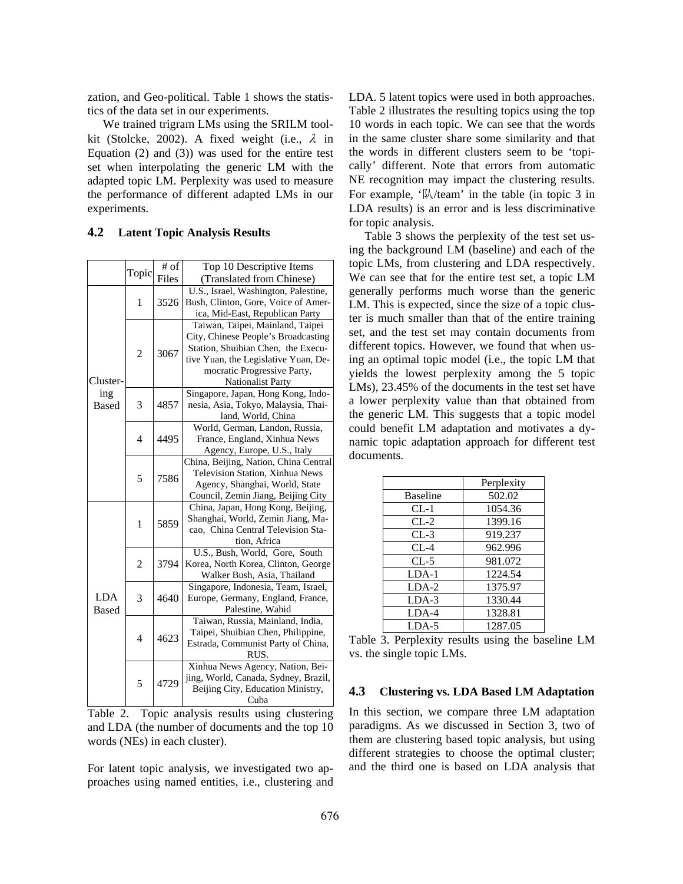zation, and Geo-political. Table 1 shows the statistics of the data set in our experiments.

We trained trigram LMs using the SRILM toolkit (Stolcke, 2002). A fixed weight (i.e., $\lambda$ in Equation (2) and (3)) was used for the entire test set when interpolating the generic LM with the adapted topic LM. Perplexity was used to measure the performance of different adapted LMs in our experiments.

### 4.2 Latent Topic Analysis Results

| | Topic | # of Files | Top 10 Descriptive Items (Translated from Chinese) |
|---|---|---|---|
| Clustering Based | 1 | 3526 | U.S., Israel, Washington, Palestine, Bush, Clinton, Gore, Voice of America, Mid-East, Republican Party |
| | 2 | 3067 | Taiwan, Taipei, Mainland, Taipei City, Chinese People's Broadcasting Station, Shuibian Chen, the Executive Yuan, the Legislative Yuan, Democratic Progressive Party, Nationalist Party |
| | 3 | 4857 | Singapore, Japan, Hong Kong, Indonesia, Asia, Tokyo, Malaysia, Thailand, World, China |
| | 4 | 4495 | World, German, Landon, Russia, France, England, Xinhua News Agency, Europe, U.S., Italy |
| | 5 | 7586 | China, Beijing, Nation, China Central Television Station, Xinhua News Agency, Shanghai, World, State Council, Zemin Jiang, Beijing City |
| LDA Based | 1 | 5859 | China, Japan, Hong Kong, Beijing, Shanghai, World, Zemin Jiang, Macao, China Central Television Station, Africa |
| | 2 | 3794 | U.S., Bush, World, Gore, South Korea, North Korea, Clinton, George Walker Bush, Asia, Thailand |
| | 3 | 4640 | Singapore, Indonesia, Team, Israel, Europe, Germany, England, France, Palestine, Wahid |
| | 4 | 4623 | Taiwan, Russia, Mainland, India, Taipei, Shuibian Chen, Philippine, Estrada, Communist Party of China, RUS. |
| | 5 | 4729 | Xinhua News Agency, Nation, Beijing, World, Canada, Sydney, Brazil, Beijing City, Education Ministry, Cuba |

Table 2. Topic analysis results using clustering and LDA (the number of documents and the top 10 words (NEs) in each cluster).

For latent topic analysis, we investigated two approaches using named entities, i.e., clustering and LDA. 5 latent topics were used in both approaches. Table 2 illustrates the resulting topics using the top 10 words in each topic. We can see that the words in the same cluster share some similarity and that the words in different clusters seem to be 'topically' different. Note that errors from automatic NE recognition may impact the clustering results. For example, '队/team' in the table (in topic 3 in LDA results) is an error and is less discriminative for topic analysis.

Table 3 shows the perplexity of the test set using the background LM (baseline) and each of the topic LMs, from clustering and LDA respectively. We can see that for the entire test set, a topic LM generally performs much worse than the generic LM. This is expected, since the size of a topic cluster is much smaller than that of the entire training set, and the test set may contain documents from different topics. However, we found that when using an optimal topic model (i.e., the topic LM that yields the lowest perplexity among the 5 topic LMs), 23.45% of the documents in the test set have a lower perplexity value than that obtained from the generic LM. This suggests that a topic model could benefit LM adaptation and motivates a dynamic topic adaptation approach for different test documents.

| | Perplexity |
|---|---|
| Baseline | 502.02 |
| CL-1 | 1054.36 |
| CL-2 | 1399.16 |
| CL-3 | 919.237 |
| CL-4 | 962.996 |
| CL-5 | 981.072 |
| LDA-1 | 1224.54 |
| LDA-2 | 1375.97 |
| LDA-3 | 1330.44 |
| LDA-4 | 1328.81 |
| LDA-5 | 1287.05 |

Table 3. Perplexity results using the baseline LM vs. the single topic LMs.

### 4.3 Clustering vs. LDA Based LM Adaptation

In this section, we compare three LM adaptation paradigms. As we discussed in Section 3, two of them are clustering based topic analysis, but using different strategies to choose the optimal cluster; and the third one is based on LDA analysis that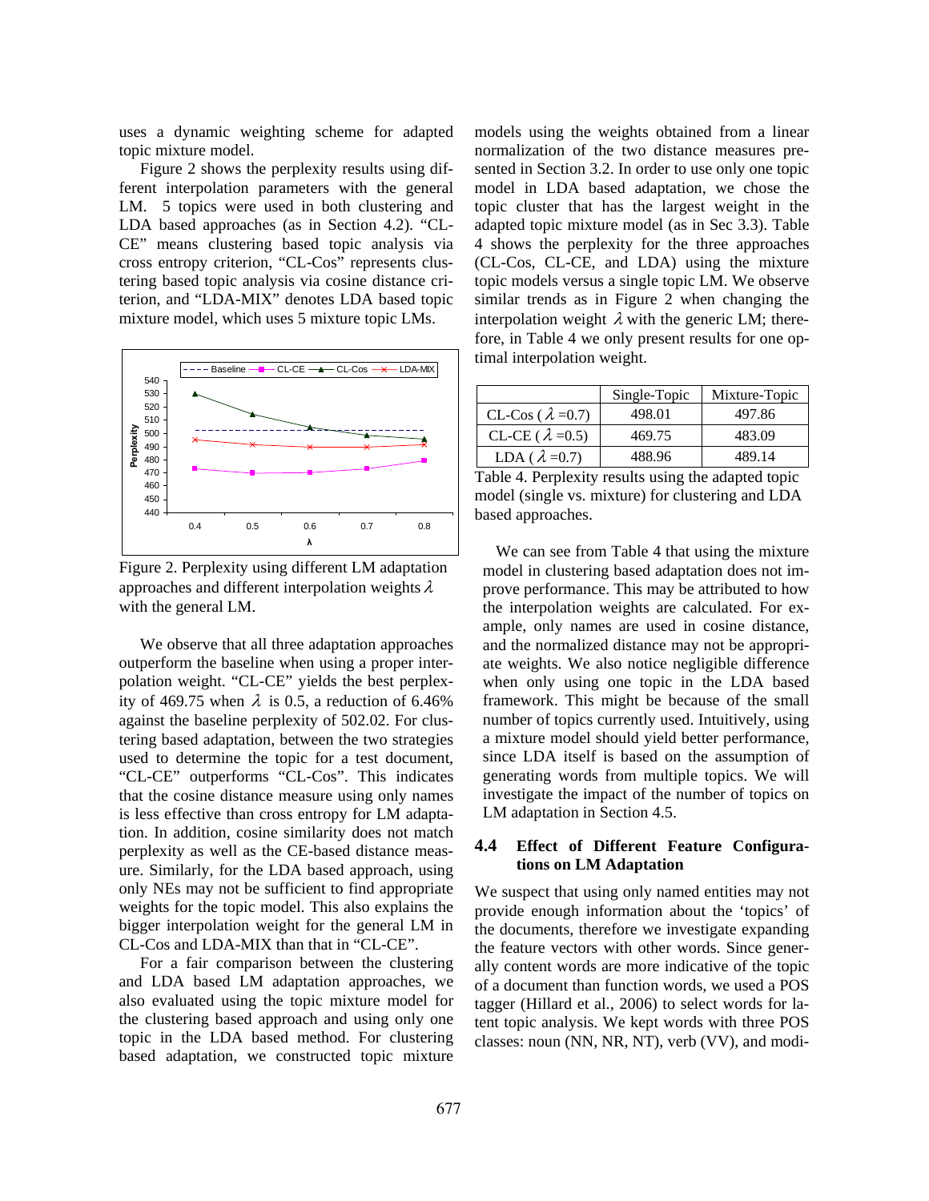uses a dynamic weighting scheme for adapted topic mixture model.

Figure 2 shows the perplexity results using different interpolation parameters with the general LM. 5 topics were used in both clustering and LDA based approaches (as in Section 4.2). "CL-CE" means clustering based topic analysis via cross entropy criterion, "CL-Cos" represents clustering based topic analysis via cosine distance criterion, and "LDA-MIX" denotes LDA based topic mixture model, which uses 5 mixture topic LMs.

Figure 2. Perplexity using different LM adaptation approaches and different interpolation weights $\lambda$ with the general LM.

We observe that all three adaptation approaches outperform the baseline when using a proper interpolation weight. "CL-CE" yields the best perplexity of 469.75 when $\lambda$ is 0.5, a reduction of 6.46% against the baseline perplexity of 502.02. For clustering based adaptation, between the two strategies used to determine the topic for a test document, "CL-CE" outperforms "CL-Cos". This indicates that the cosine distance measure using only names is less effective than cross entropy for LM adaptation. In addition, cosine similarity does not match perplexity as well as the CE-based distance measure. Similarly, for the LDA based approach, using only NEs may not be sufficient to find appropriate weights for the topic model. This also explains the bigger interpolation weight for the general LM in CL-Cos and LDA-MIX than that in "CL-CE".

For a fair comparison between the clustering and LDA based LM adaptation approaches, we also evaluated using the topic mixture model for the clustering based approach and using only one topic in the LDA based method. For clustering based adaptation, we constructed topic mixture models using the weights obtained from a linear normalization of the two distance measures presented in Section 3.2. In order to use only one topic model in LDA based adaptation, we chose the topic cluster that has the largest weight in the adapted topic mixture model (as in Sec 3.3). Table 4 shows the perplexity for the three approaches (CL-Cos, CL-CE, and LDA) using the mixture topic models versus a single topic LM. We observe similar trends as in Figure 2 when changing the interpolation weight $\lambda$ with the generic LM; therefore, in Table 4 we only present results for one optimal interpolation weight.

| | Single-Topic | Mixture-Topic |
|---|---|---|
| CL-Cos ($\lambda$ =0.7) | 498.01 | 497.86 |
| CL-CE ($\lambda$ =0.5) | 469.75 | 483.09 |
| LDA ($\lambda$ =0.7) | 488.96 | 489.14 |

Table 4. Perplexity results using the adapted topic model (single vs. mixture) for clustering and LDA based approaches.

We can see from Table 4 that using the mixture model in clustering based adaptation does not improve performance. This may be attributed to how the interpolation weights are calculated. For example, only names are used in cosine distance, and the normalized distance may not be appropriate weights. We also notice negligible difference when only using one topic in the LDA based framework. This might be because of the small number of topics currently used. Intuitively, using a mixture model should yield better performance, since LDA itself is based on the assumption of generating words from multiple topics. We will investigate the impact of the number of topics on LM adaptation in Section 4.5.

### 4.4 Effect of Different Feature Configurations on LM Adaptation

We suspect that using only named entities may not provide enough information about the 'topics' of the documents, therefore we investigate expanding the feature vectors with other words. Since generally content words are more indicative of the topic of a document than function words, we used a POS tagger (Hillard et al., 2006) to select words for latent topic analysis. We kept words with three POS classes: noun (NN, NR, NT), verb (VV), and modi-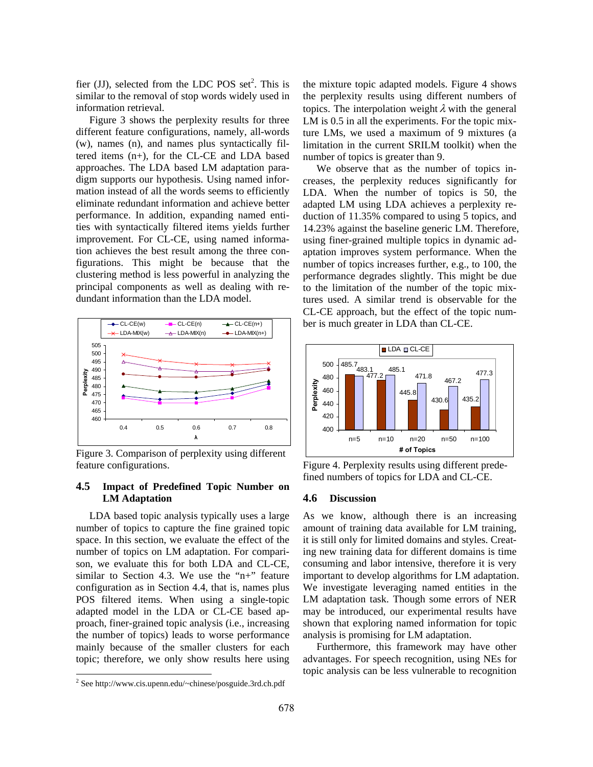fier (JJ), selected from the LDC POS set[2]. This is similar to the removal of stop words widely used in information retrieval.

Figure 3 shows the perplexity results for three different feature configurations, namely, all-words (w), names (n), and names plus syntactically filtered items (n+), for the CL-CE and LDA based approaches. The LDA based LM adaptation paradigm supports our hypothesis. Using named information instead of all the words seems to efficiently eliminate redundant information and achieve better performance. In addition, expanding named entities with syntactically filtered items yields further improvement. For CL-CE, using named information achieves the best result among the three configurations. This might be because that the clustering method is less powerful in analyzing the principal components as well as dealing with redundant information than the LDA model.

Figure 3. Comparison of perplexity using different feature configurations.

### 4.5 Impact of Predefined Topic Number on LM Adaptation

LDA based topic analysis typically uses a large number of topics to capture the fine grained topic space. In this section, we evaluate the effect of the number of topics on LM adaptation. For comparison, we evaluate this for both LDA and CL-CE, similar to Section 4.3. We use the "n+" feature configuration as in Section 4.4, that is, names plus POS filtered items. When using a single-topic adapted model in the LDA or CL-CE based approach, finer-grained topic analysis (i.e., increasing the number of topics) leads to worse performance mainly because of the smaller clusters for each topic; therefore, we only show results here using the mixture topic adapted models. Figure 4 shows the perplexity results using different numbers of topics. The interpolation weight $\lambda$ with the general LM is 0.5 in all the experiments. For the topic mixture LMs, we used a maximum of 9 mixtures (a limitation in the current SRILM toolkit) when the number of topics is greater than 9.

We observe that as the number of topics increases, the perplexity reduces significantly for LDA. When the number of topics is 50, the adapted LM using LDA achieves a perplexity reduction of 11.35% compared to using 5 topics, and 14.23% against the baseline generic LM. Therefore, using finer-grained multiple topics in dynamic adaptation improves system performance. When the number of topics increases further, e.g., to 100, the performance degrades slightly. This might be due to the limitation of the number of the topic mixtures used. A similar trend is observable for the CL-CE approach, but the effect of the topic number is much greater in LDA than CL-CE.

Figure 4. Perplexity results using different predefined numbers of topics for LDA and CL-CE.

### 4.6 Discussion

As we know, although there is an increasing amount of training data available for LM training, it is still only for limited domains and styles. Creating new training data for different domains is time consuming and labor intensive, therefore it is very important to develop algorithms for LM adaptation. We investigate leveraging named entities in the LM adaptation task. Though some errors of NER may be introduced, our experimental results have shown that exploring named information for topic analysis is promising for LM adaptation.

Furthermore, this framework may have other advantages. For speech recognition, using NEs for topic analysis can be less vulnerable to recognition

[2] See http://www.cis.upenn.edu/~chinese/posguide.3rd.ch.pdf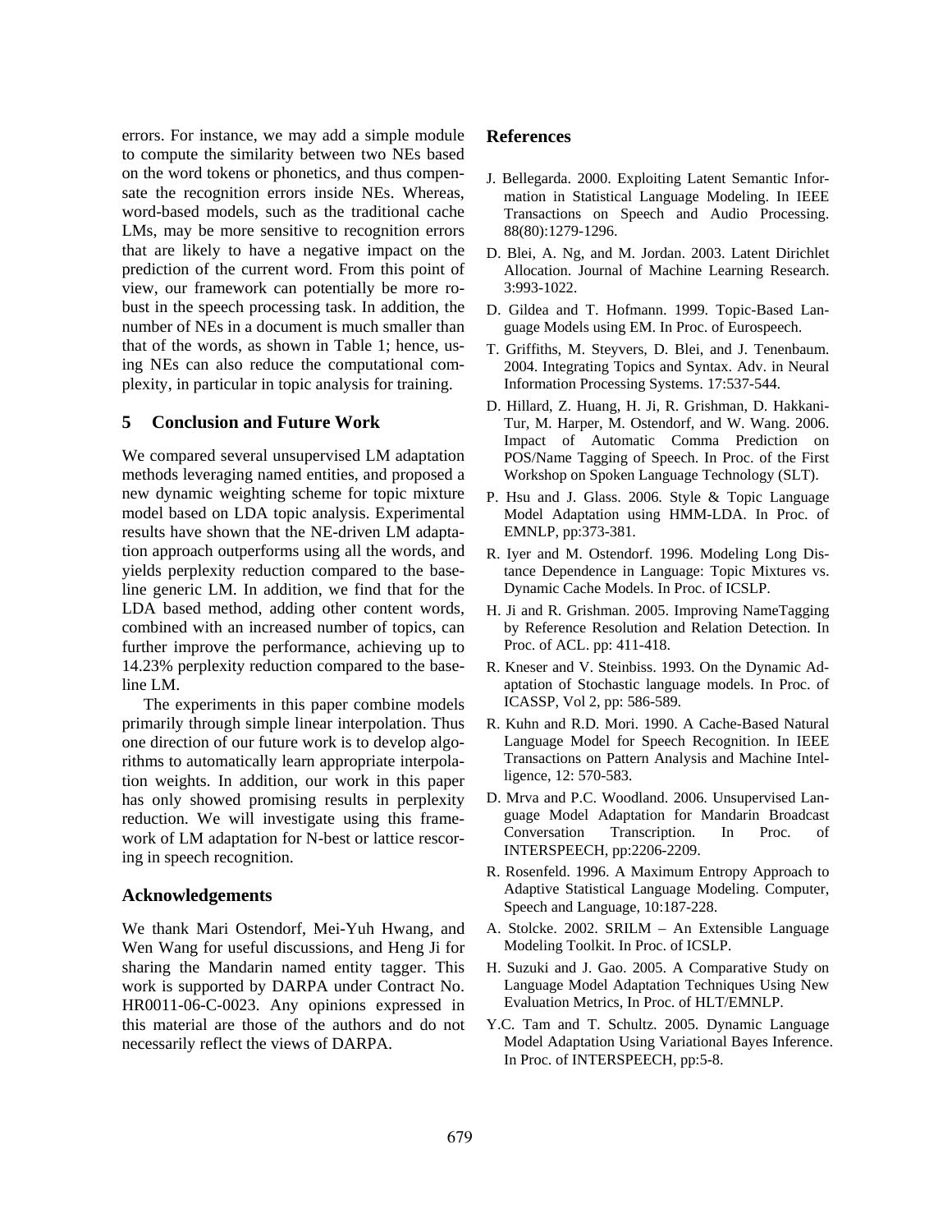errors. For instance, we may add a simple module to compute the similarity between two NEs based on the word tokens or phonetics, and thus compensate the recognition errors inside NEs. Whereas, word-based models, such as the traditional cache LMs, may be more sensitive to recognition errors that are likely to have a negative impact on the prediction of the current word. From this point of view, our framework can potentially be more robust in the speech processing task. In addition, the number of NEs in a document is much smaller than that of the words, as shown in Table 1; hence, using NEs can also reduce the computational complexity, in particular in topic analysis for training.

## 5 Conclusion and Future Work

We compared several unsupervised LM adaptation methods leveraging named entities, and proposed a new dynamic weighting scheme for topic mixture model based on LDA topic analysis. Experimental results have shown that the NE-driven LM adaptation approach outperforms using all the words, and yields perplexity reduction compared to the baseline generic LM. In addition, we find that for the LDA based method, adding other content words, combined with an increased number of topics, can further improve the performance, achieving up to 14.23% perplexity reduction compared to the baseline LM.

The experiments in this paper combine models primarily through simple linear interpolation. Thus one direction of our future work is to develop algorithms to automatically learn appropriate interpolation weights. In addition, our work in this paper has only showed promising results in perplexity reduction. We will investigate using this framework of LM adaptation for N-best or lattice rescoring in speech recognition.

## Acknowledgements

We thank Mari Ostendorf, Mei-Yuh Hwang, and Wen Wang for useful discussions, and Heng Ji for sharing the Mandarin named entity tagger. This work is supported by DARPA under Contract No. HR0011-06-C-0023. Any opinions expressed in this material are those of the authors and do not necessarily reflect the views of DARPA.

## References

J. Bellegarda. 2000. Exploiting Latent Semantic Information in Statistical Language Modeling. In IEEE Transactions on Speech and Audio Processing. 88(80):1279-1296.

D. Blei, A. Ng, and M. Jordan. 2003. Latent Dirichlet Allocation. Journal of Machine Learning Research. 3:993-1022.

D. Gildea and T. Hofmann. 1999. Topic-Based Language Models using EM. In Proc. of Eurospeech.

T. Griffiths, M. Steyvers, D. Blei, and J. Tenenbaum. 2004. Integrating Topics and Syntax. Adv. in Neural Information Processing Systems. 17:537-544.

D. Hillard, Z. Huang, H. Ji, R. Grishman, D. Hakkani-Tur, M. Harper, M. Ostendorf, and W. Wang. 2006. Impact of Automatic Comma Prediction on POS/Name Tagging of Speech. In Proc. of the First Workshop on Spoken Language Technology (SLT).

P. Hsu and J. Glass. 2006. Style & Topic Language Model Adaptation using HMM-LDA. In Proc. of EMNLP, pp:373-381.

R. Iyer and M. Ostendorf. 1996. Modeling Long Distance Dependence in Language: Topic Mixtures vs. Dynamic Cache Models. In Proc. of ICSLP.

H. Ji and R. Grishman. 2005. Improving NameTagging by Reference Resolution and Relation Detection. In Proc. of ACL. pp: 411-418.

R. Kneser and V. Steinbiss. 1993. On the Dynamic Adaptation of Stochastic language models. In Proc. of ICASSP, Vol 2, pp: 586-589.

R. Kuhn and R.D. Mori. 1990. A Cache-Based Natural Language Model for Speech Recognition. In IEEE Transactions on Pattern Analysis and Machine Intelligence, 12: 570-583.

D. Mrva and P.C. Woodland. 2006. Unsupervised Language Model Adaptation for Mandarin Broadcast Conversation Transcription. In Proc. of INTERSPEECH, pp:2206-2209.

R. Rosenfeld. 1996. A Maximum Entropy Approach to Adaptive Statistical Language Modeling. Computer, Speech and Language, 10:187-228.

A. Stolcke. 2002. SRILM – An Extensible Language Modeling Toolkit. In Proc. of ICSLP.

H. Suzuki and J. Gao. 2005. A Comparative Study on Language Model Adaptation Techniques Using New Evaluation Metrics, In Proc. of HLT/EMNLP.

Y.C. Tam and T. Schultz. 2005. Dynamic Language Model Adaptation Using Variational Bayes Inference. In Proc. of INTERSPEECH, pp:5-8.